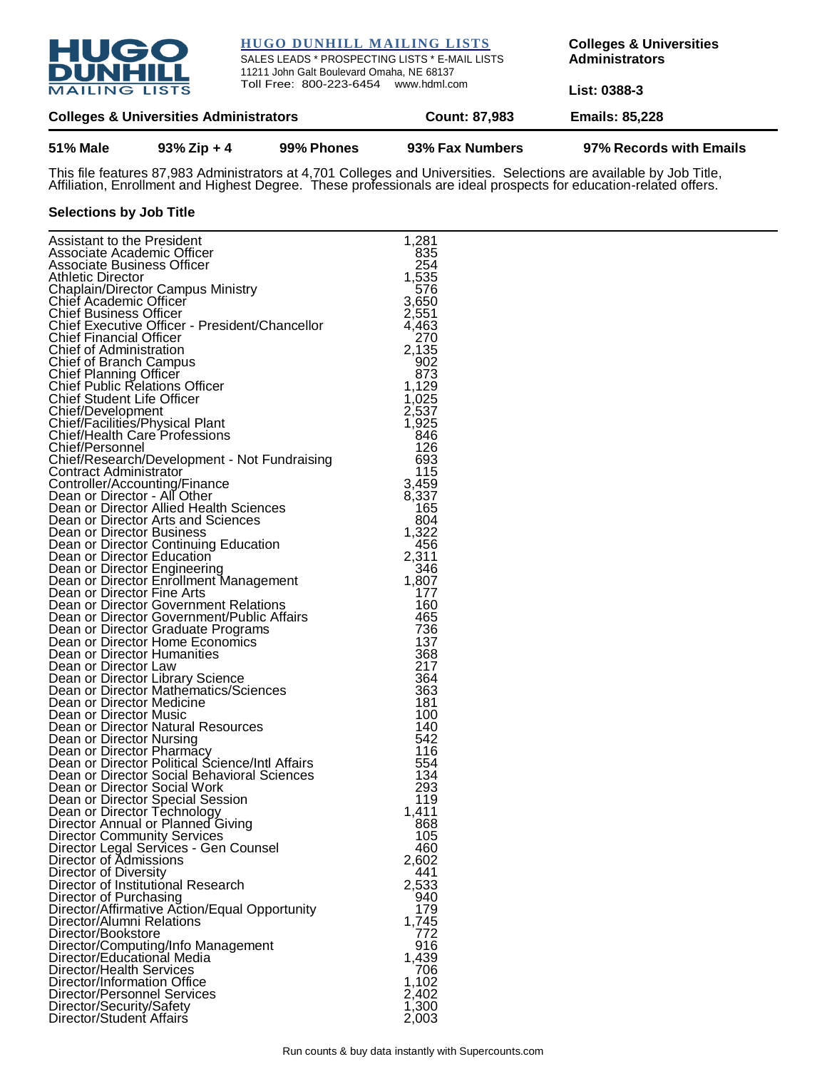**HUGO DUNHILL MAILING LISTS**

SALES LEADS * PROSPECTING LISTS * E-MAIL LISTS
11211 John Galt Boulevard Omaha, NE 68137
Toll Free: 800-223-6454 www.hdml.com

**Colleges & Universities Administrators**

**List: 0388-3**

| **Colleges & Universities Administrators** | **Count: 87,983** | **Emails: 85,228** |
|---|---|---|

| **51% Male** | **93% Zip + 4** | **99% Phones** | **93% Fax Numbers** | **97% Records with Emails** |
|---|---|---|---|---|

This file features 87,983 Administrators at 4,701 Colleges and Universities. Selections are available by Job Title, Affiliation, Enrollment and Highest Degree. These professionals are ideal prospects for education-related offers.

### Selections by Job Title

| Job Title | Count |
|---|---|
| Assistant to the President | 1,281 |
| Associate Academic Officer | 835 |
| Associate Business Officer | 254 |
| Athletic Director | 1,535 |
| Chaplain/Director Campus Ministry | 576 |
| Chief Academic Officer | 3,650 |
| Chief Business Officer | 2,551 |
| Chief Executive Officer - President/Chancellor | 4,463 |
| Chief Financial Officer | 270 |
| Chief of Administration | 2,135 |
| Chief of Branch Campus | 902 |
| Chief Planning Officer | 873 |
| Chief Public Relations Officer | 1,129 |
| Chief Student Life Officer | 1,025 |
| Chief/Development | 2,537 |
| Chief/Facilities/Physical Plant | 1,925 |
| Chief/Health Care Professions | 846 |
| Chief/Personnel | 126 |
| Chief/Research/Development - Not Fundraising | 693 |
| Contract Administrator | 115 |
| Controller/Accounting/Finance | 3,459 |
| Dean or Director - All Other | 8,337 |
| Dean or Director Allied Health Sciences | 165 |
| Dean or Director Arts and Sciences | 804 |
| Dean or Director Business | 1,322 |
| Dean or Director Continuing Education | 456 |
| Dean or Director Education | 2,311 |
| Dean or Director Engineering | 346 |
| Dean or Director Enrollment Management | 1,807 |
| Dean or Director Fine Arts | 177 |
| Dean or Director Government Relations | 160 |
| Dean or Director Government/Public Affairs | 465 |
| Dean or Director Graduate Programs | 736 |
| Dean or Director Home Economics | 137 |
| Dean or Director Humanities | 368 |
| Dean or Director Law | 217 |
| Dean or Director Library Science | 364 |
| Dean or Director Mathematics/Sciences | 363 |
| Dean or Director Medicine | 181 |
| Dean or Director Music | 100 |
| Dean or Director Natural Resources | 140 |
| Dean or Director Nursing | 542 |
| Dean or Director Pharmacy | 116 |
| Dean or Director Political Science/Intl Affairs | 554 |
| Dean or Director Social Behavioral Sciences | 134 |
| Dean or Director Social Work | 293 |
| Dean or Director Special Session | 119 |
| Dean or Director Technology | 1,411 |
| Director Annual or Planned Giving | 868 |
| Director Community Services | 105 |
| Director Legal Services - Gen Counsel | 460 |
| Director of Admissions | 2,602 |
| Director of Diversity | 441 |
| Director of Institutional Research | 2,533 |
| Director of Purchasing | 940 |
| Director/Affirmative Action/Equal Opportunity | 179 |
| Director/Alumni Relations | 1,745 |
| Director/Bookstore | 772 |
| Director/Computing/Info Management | 916 |
| Director/Educational Media | 1,439 |
| Director/Health Services | 706 |
| Director/Information Office | 1,102 |
| Director/Personnel Services | 2,402 |
| Director/Security/Safety | 1,300 |
| Director/Student Affairs | 2,003 |

Run counts & buy data instantly with Supercounts.com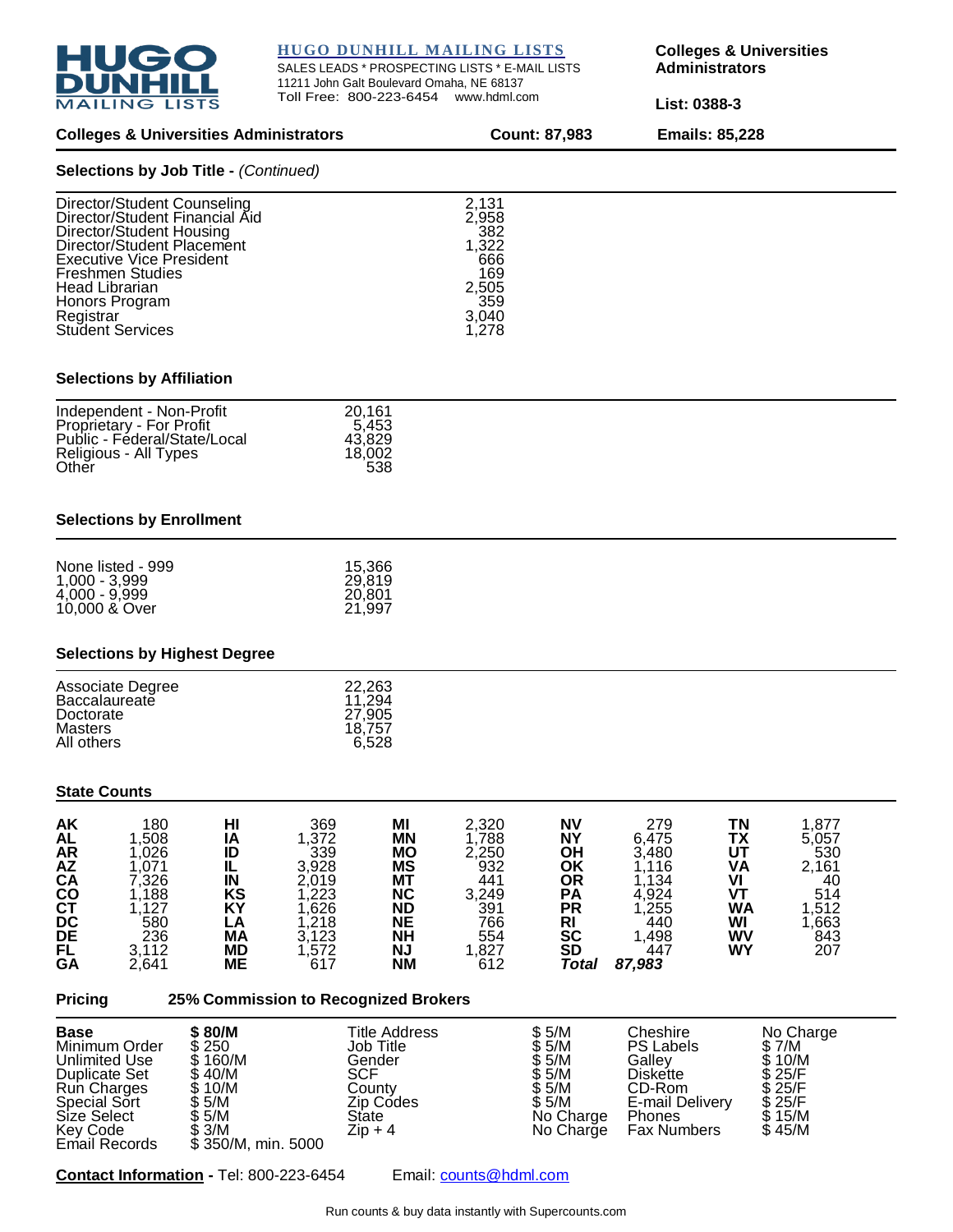**HUGO DUNHILL MAILING LISTS**

SALES LEADS * PROSPECTING LISTS * E-MAIL LISTS
11211 John Galt Boulevard Omaha, NE 68137
Toll Free: 800-223-6454 www.hdml.com

**Colleges & Universities Administrators**

**List: 0388-3**

**Colleges & Universities Administrators** **Count: 87,983** **Emails: 85,228**

### Selections by Job Title - *(Continued)*

| | |
|---|---|
| Director/Student Counseling | 2,131 |
| Director/Student Financial Aid | 2,958 |
| Director/Student Housing | 382 |
| Director/Student Placement | 1,322 |
| Executive Vice President | 666 |
| Freshmen Studies | 169 |
| Head Librarian | 2,505 |
| Honors Program | 359 |
| Registrar | 3,040 |
| Student Services | 1,278 |

### Selections by Affiliation

| | |
|---|---|
| Independent - Non-Profit | 20,161 |
| Proprietary - For Profit | 5,453 |
| Public - Federal/State/Local | 43,829 |
| Religious - All Types | 18,002 |
| Other | 538 |

### Selections by Enrollment

| | |
|---|---|
| None listed - 999 | 15,366 |
| 1,000 - 3,999 | 29,819 |
| 4,000 - 9,999 | 20,801 |
| 10,000 & Over | 21,997 |

### Selections by Highest Degree

| | |
|---|---|
| Associate Degree | 22,263 |
| Baccalaureate | 11,294 |
| Doctorate | 27,905 |
| Masters | 18,757 |
| All others | 6,528 |

### State Counts

| | | | | | | | | | |
|---|---|---|---|---|---|---|---|---|---|
| **AK** | 180 | **HI** | 369 | **MI** | 2,320 | **NV** | 279 | **TN** | 1,877 |
| **AL** | 1,508 | **IA** | 1,372 | **MN** | 1,788 | **NY** | 6,475 | **TX** | 5,057 |
| **AR** | 1,026 | **ID** | 339 | **MO** | 2,250 | **OH** | 3,480 | **UT** | 530 |
| **AZ** | 1,071 | **IL** | 3,928 | **MS** | 932 | **OK** | 1,116 | **VA** | 2,161 |
| **CA** | 7,326 | **IN** | 2,019 | **MT** | 441 | **OR** | 1,134 | **VI** | 40 |
| **CO** | 1,188 | **KS** | 1,223 | **NC** | 3,249 | **PA** | 4,924 | **VT** | 514 |
| **CT** | 1,127 | **KY** | 1,626 | **ND** | 391 | **PR** | 1,255 | **WA** | 1,512 |
| **DC** | 580 | **LA** | 1,218 | **NE** | 766 | **RI** | 440 | **WI** | 1,663 |
| **DE** | 236 | **MA** | 3,123 | **NH** | 554 | **SC** | 1,498 | **WV** | 843 |
| **FL** | 3,112 | **MD** | 1,572 | **NJ** | 1,827 | **SD** | 447 | **WY** | 207 |
| **GA** | 2,641 | **ME** | 617 | **NM** | 612 | ***Total*** | ***87,983*** | | |

### Pricing 25% Commission to Recognized Brokers

| | | | | | |
|---|---|---|---|---|---|
| **Base** | **$ 80/M** | Title Address | $ 5/M | Cheshire | No Charge |
| Minimum Order | $ 250 | Job Title | $ 5/M | PS Labels | $ 7/M |
| Unlimited Use | $ 160/M | Gender | $ 5/M | Galley | $ 10/M |
| Duplicate Set | $ 40/M | SCF | $ 5/M | Diskette | $ 25/F |
| Run Charges | $ 10/M | County | $ 5/M | CD-Rom | $ 25/F |
| Special Sort | $ 5/M | Zip Codes | $ 5/M | E-mail Delivery | $ 25/F |
| Size Select | $ 5/M | State | No Charge | Phones | $ 15/M |
| Key Code | $ 3/M | Zip + 4 | No Charge | Fax Numbers | $ 45/M |
| Email Records | $ 350/M, min. 5000 | | | | |

**Contact Information** - Tel: 800-223-6454 Email: counts@hdml.com

Run counts & buy data instantly with Supercounts.com